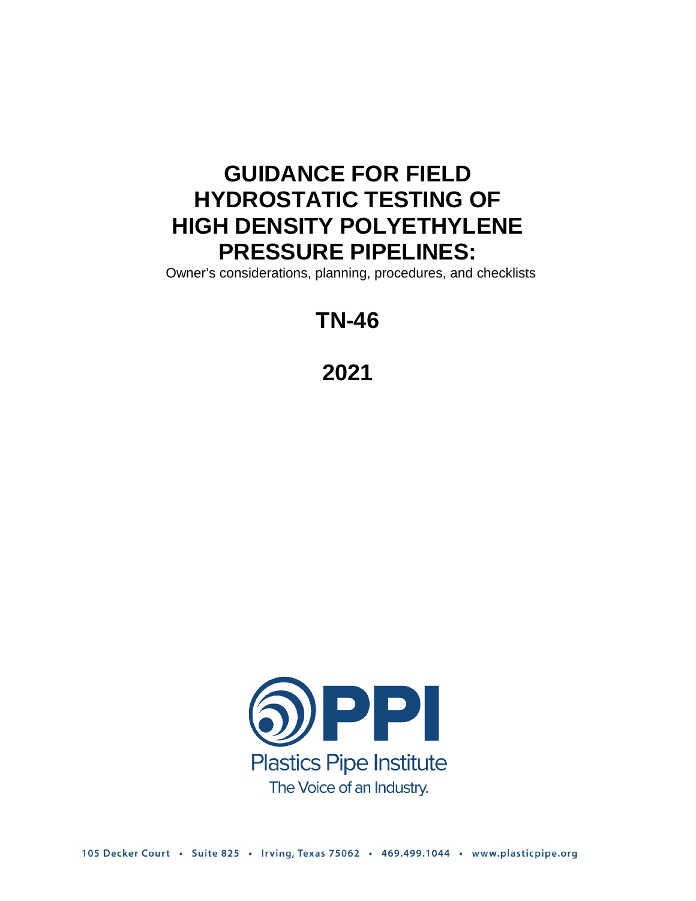# GUIDANCE FOR FIELD HYDROSTATIC TESTING OF HIGH DENSITY POLYETHYLENE PRESSURE PIPELINES:

Owner's considerations, planning, procedures, and checklists

## TN-46

## 2021

Plastics Pipe Institute

The Voice of an Industry.

105 Decker Court • Suite 825 • Irving, Texas 75062 • 469.499.1044 • www.plasticpipe.org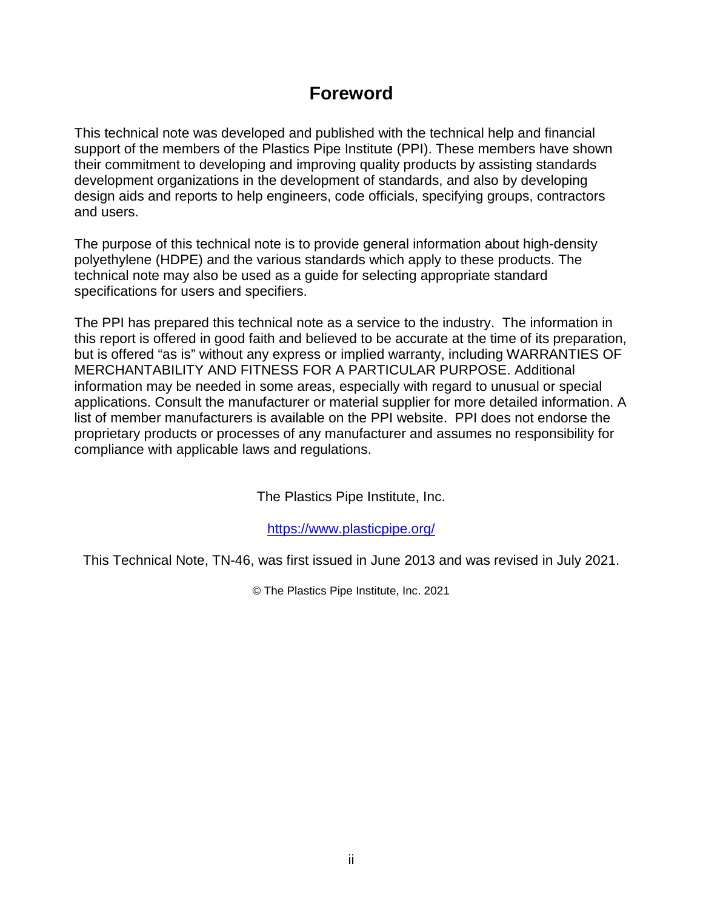# Foreword

This technical note was developed and published with the technical help and financial support of the members of the Plastics Pipe Institute (PPI). These members have shown their commitment to developing and improving quality products by assisting standards development organizations in the development of standards, and also by developing design aids and reports to help engineers, code officials, specifying groups, contractors and users.

The purpose of this technical note is to provide general information about high-density polyethylene (HDPE) and the various standards which apply to these products. The technical note may also be used as a guide for selecting appropriate standard specifications for users and specifiers.

The PPI has prepared this technical note as a service to the industry. The information in this report is offered in good faith and believed to be accurate at the time of its preparation, but is offered "as is" without any express or implied warranty, including WARRANTIES OF MERCHANTABILITY AND FITNESS FOR A PARTICULAR PURPOSE. Additional information may be needed in some areas, especially with regard to unusual or special applications. Consult the manufacturer or material supplier for more detailed information. A list of member manufacturers is available on the PPI website. PPI does not endorse the proprietary products or processes of any manufacturer and assumes no responsibility for compliance with applicable laws and regulations.

The Plastics Pipe Institute, Inc.

https://www.plasticpipe.org/

This Technical Note, TN-46, was first issued in June 2013 and was revised in July 2021.

© The Plastics Pipe Institute, Inc. 2021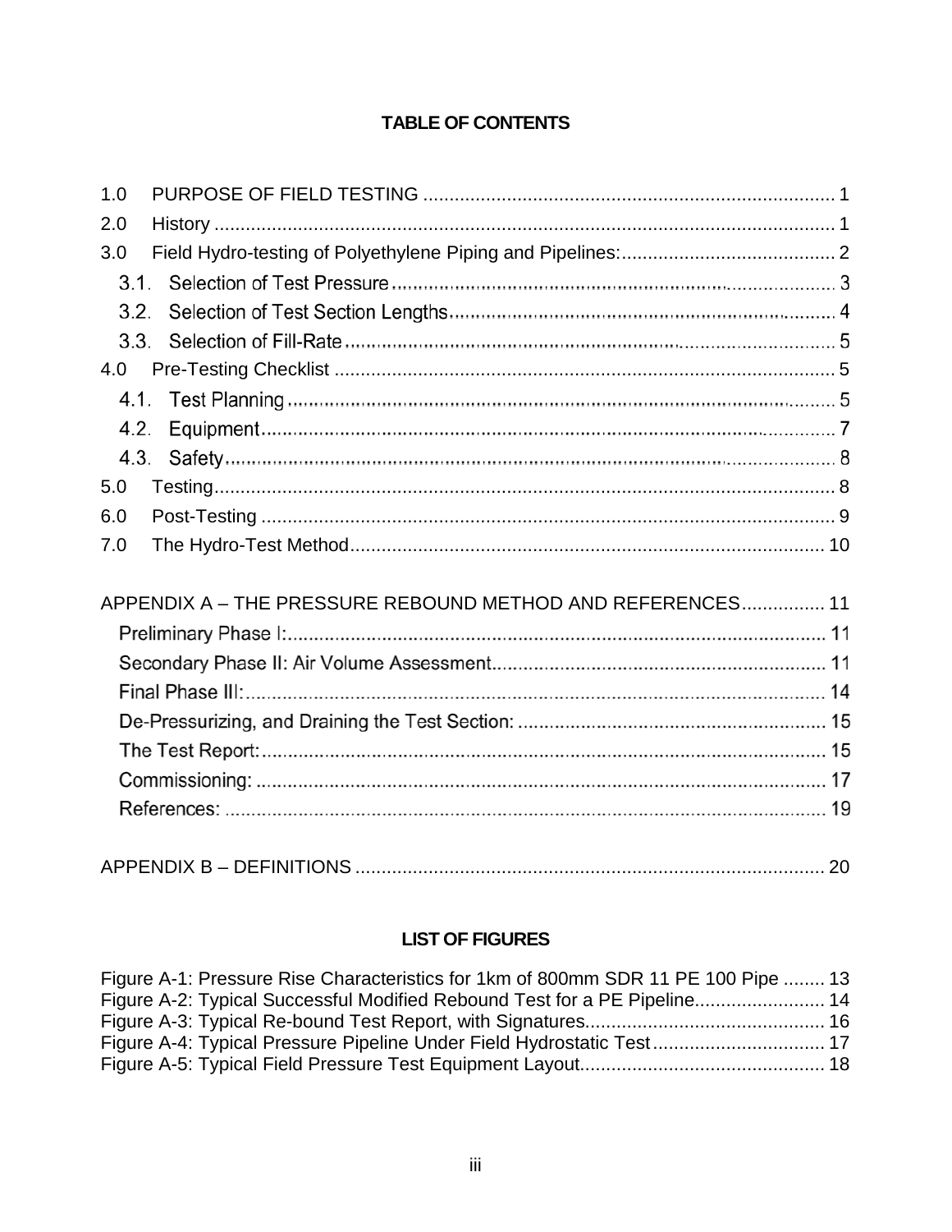# TABLE OF CONTENTS

1.0 PURPOSE OF FIELD TESTING ..... 1
2.0 History ..... 1
3.0 Field Hydro-testing of Polyethylene Piping and Pipelines: ..... 2
- 3.1. Selection of Test Pressure ..... 3
- 3.2. Selection of Test Section Lengths ..... 4
- 3.3. Selection of Fill-Rate ..... 5

4.0 Pre-Testing Checklist ..... 5
- 4.1. Test Planning ..... 5
- 4.2. Equipment ..... 7
- 4.3. Safety ..... 8

5.0 Testing ..... 8
6.0 Post-Testing ..... 9
7.0 The Hydro-Test Method ..... 10

APPENDIX A – THE PRESSURE REBOUND METHOD AND REFERENCES ..... 11
- Preliminary Phase I: ..... 11
- Secondary Phase II: Air Volume Assessment ..... 11
- Final Phase III: ..... 14
- De-Pressurizing, and Draining the Test Section: ..... 15
- The Test Report: ..... 15
- Commissioning: ..... 17
- References: ..... 19

APPENDIX B – DEFINITIONS ..... 20

## LIST OF FIGURES

Figure A-1: Pressure Rise Characteristics for 1km of 800mm SDR 11 PE 100 Pipe ..... 13
Figure A-2: Typical Successful Modified Rebound Test for a PE Pipeline ..... 14
Figure A-3: Typical Re-bound Test Report, with Signatures ..... 16
Figure A-4: Typical Pressure Pipeline Under Field Hydrostatic Test ..... 17
Figure A-5: Typical Field Pressure Test Equipment Layout ..... 18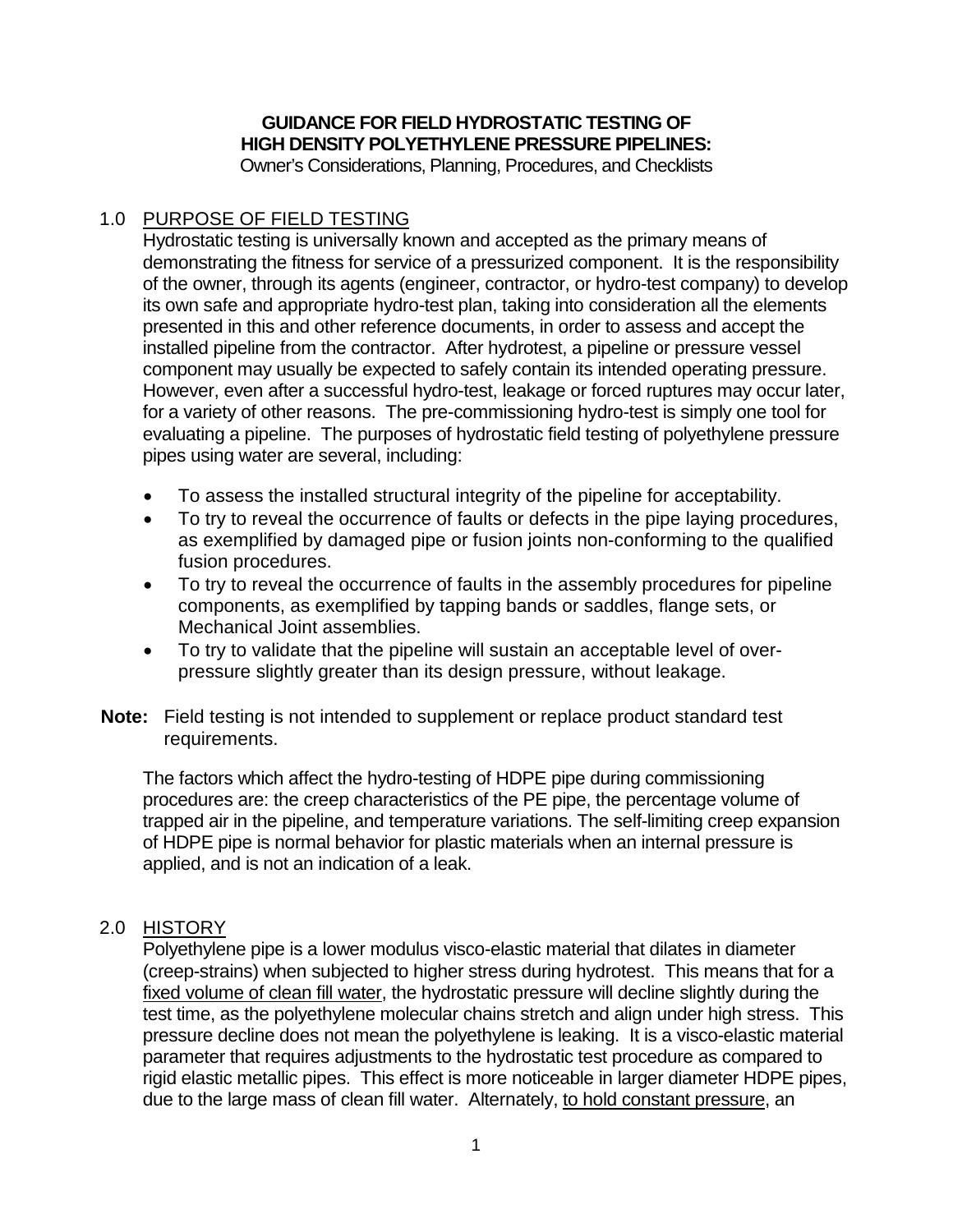**GUIDANCE FOR FIELD HYDROSTATIC TESTING OF HIGH DENSITY POLYETHYLENE PRESSURE PIPELINES:**

Owner's Considerations, Planning, Procedures, and Checklists

## 1.0 PURPOSE OF FIELD TESTING

Hydrostatic testing is universally known and accepted as the primary means of demonstrating the fitness for service of a pressurized component. It is the responsibility of the owner, through its agents (engineer, contractor, or hydro-test company) to develop its own safe and appropriate hydro-test plan, taking into consideration all the elements presented in this and other reference documents, in order to assess and accept the installed pipeline from the contractor. After hydrotest, a pipeline or pressure vessel component may usually be expected to safely contain its intended operating pressure. However, even after a successful hydro-test, leakage or forced ruptures may occur later, for a variety of other reasons. The pre-commissioning hydro-test is simply one tool for evaluating a pipeline. The purposes of hydrostatic field testing of polyethylene pressure pipes using water are several, including:

- To assess the installed structural integrity of the pipeline for acceptability.
- To try to reveal the occurrence of faults or defects in the pipe laying procedures, as exemplified by damaged pipe or fusion joints non-conforming to the qualified fusion procedures.
- To try to reveal the occurrence of faults in the assembly procedures for pipeline components, as exemplified by tapping bands or saddles, flange sets, or Mechanical Joint assemblies.
- To try to validate that the pipeline will sustain an acceptable level of over-pressure slightly greater than its design pressure, without leakage.

**Note:** Field testing is not intended to supplement or replace product standard test requirements.

The factors which affect the hydro-testing of HDPE pipe during commissioning procedures are: the creep characteristics of the PE pipe, the percentage volume of trapped air in the pipeline, and temperature variations. The self-limiting creep expansion of HDPE pipe is normal behavior for plastic materials when an internal pressure is applied, and is not an indication of a leak.

## 2.0 HISTORY

Polyethylene pipe is a lower modulus visco-elastic material that dilates in diameter (creep-strains) when subjected to higher stress during hydrotest. This means that for a fixed volume of clean fill water, the hydrostatic pressure will decline slightly during the test time, as the polyethylene molecular chains stretch and align under high stress. This pressure decline does not mean the polyethylene is leaking. It is a visco-elastic material parameter that requires adjustments to the hydrostatic test procedure as compared to rigid elastic metallic pipes. This effect is more noticeable in larger diameter HDPE pipes, due to the large mass of clean fill water. Alternately, to hold constant pressure, an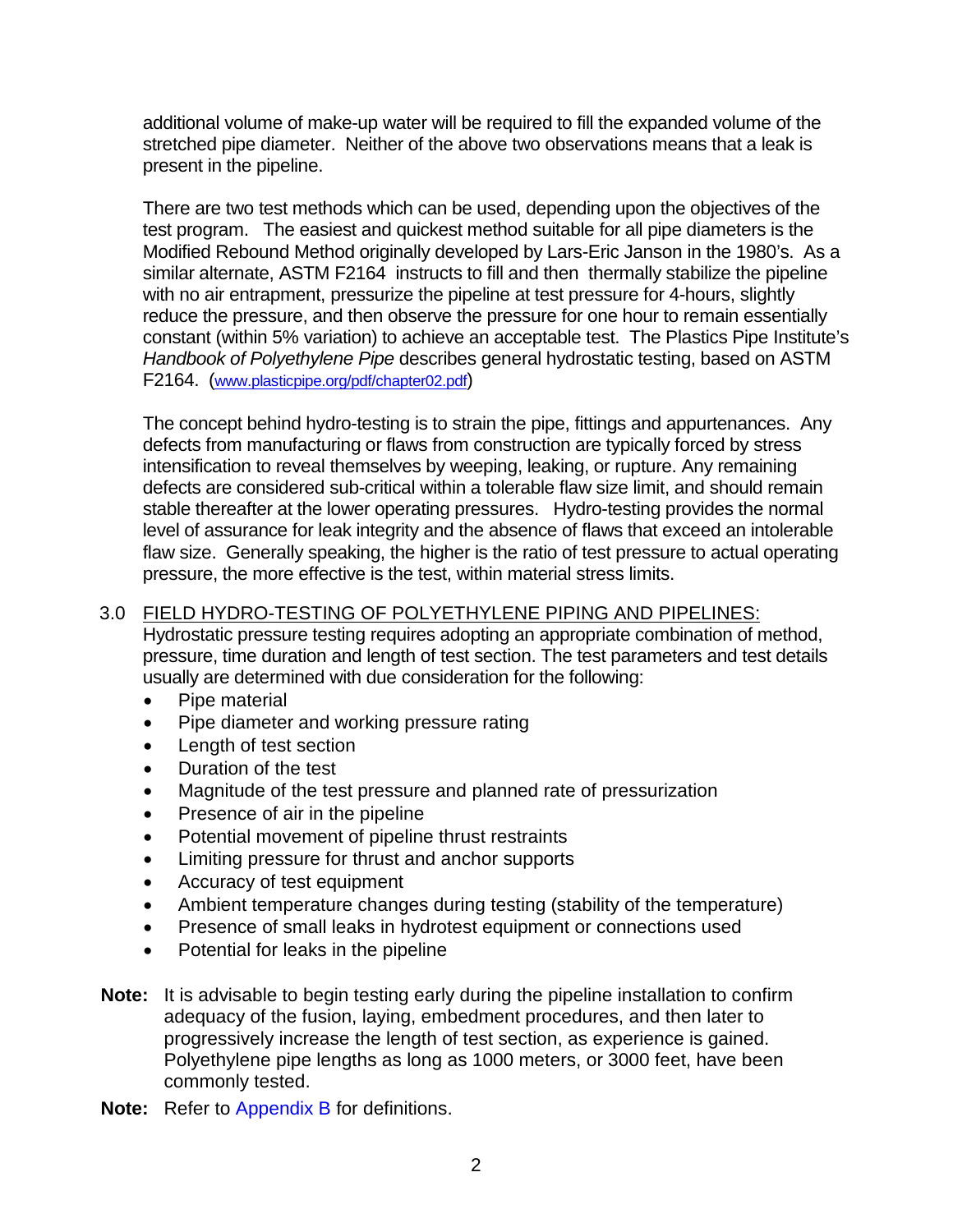additional volume of make-up water will be required to fill the expanded volume of the stretched pipe diameter. Neither of the above two observations means that a leak is present in the pipeline.

There are two test methods which can be used, depending upon the objectives of the test program. The easiest and quickest method suitable for all pipe diameters is the Modified Rebound Method originally developed by Lars-Eric Janson in the 1980's. As a similar alternate, ASTM F2164 instructs to fill and then thermally stabilize the pipeline with no air entrapment, pressurize the pipeline at test pressure for 4-hours, slightly reduce the pressure, and then observe the pressure for one hour to remain essentially constant (within 5% variation) to achieve an acceptable test. The Plastics Pipe Institute's *Handbook of Polyethylene Pipe* describes general hydrostatic testing, based on ASTM F2164. (www.plasticpipe.org/pdf/chapter02.pdf)

The concept behind hydro-testing is to strain the pipe, fittings and appurtenances. Any defects from manufacturing or flaws from construction are typically forced by stress intensification to reveal themselves by weeping, leaking, or rupture. Any remaining defects are considered sub-critical within a tolerable flaw size limit, and should remain stable thereafter at the lower operating pressures. Hydro-testing provides the normal level of assurance for leak integrity and the absence of flaws that exceed an intolerable flaw size. Generally speaking, the higher is the ratio of test pressure to actual operating pressure, the more effective is the test, within material stress limits.

## 3.0 FIELD HYDRO-TESTING OF POLYETHYLENE PIPING AND PIPELINES:

Hydrostatic pressure testing requires adopting an appropriate combination of method, pressure, time duration and length of test section. The test parameters and test details usually are determined with due consideration for the following:

- Pipe material
- Pipe diameter and working pressure rating
- Length of test section
- Duration of the test
- Magnitude of the test pressure and planned rate of pressurization
- Presence of air in the pipeline
- Potential movement of pipeline thrust restraints
- Limiting pressure for thrust and anchor supports
- Accuracy of test equipment
- Ambient temperature changes during testing (stability of the temperature)
- Presence of small leaks in hydrotest equipment or connections used
- Potential for leaks in the pipeline

**Note:** It is advisable to begin testing early during the pipeline installation to confirm adequacy of the fusion, laying, embedment procedures, and then later to progressively increase the length of test section, as experience is gained. Polyethylene pipe lengths as long as 1000 meters, or 3000 feet, have been commonly tested.

**Note:** Refer to Appendix B for definitions.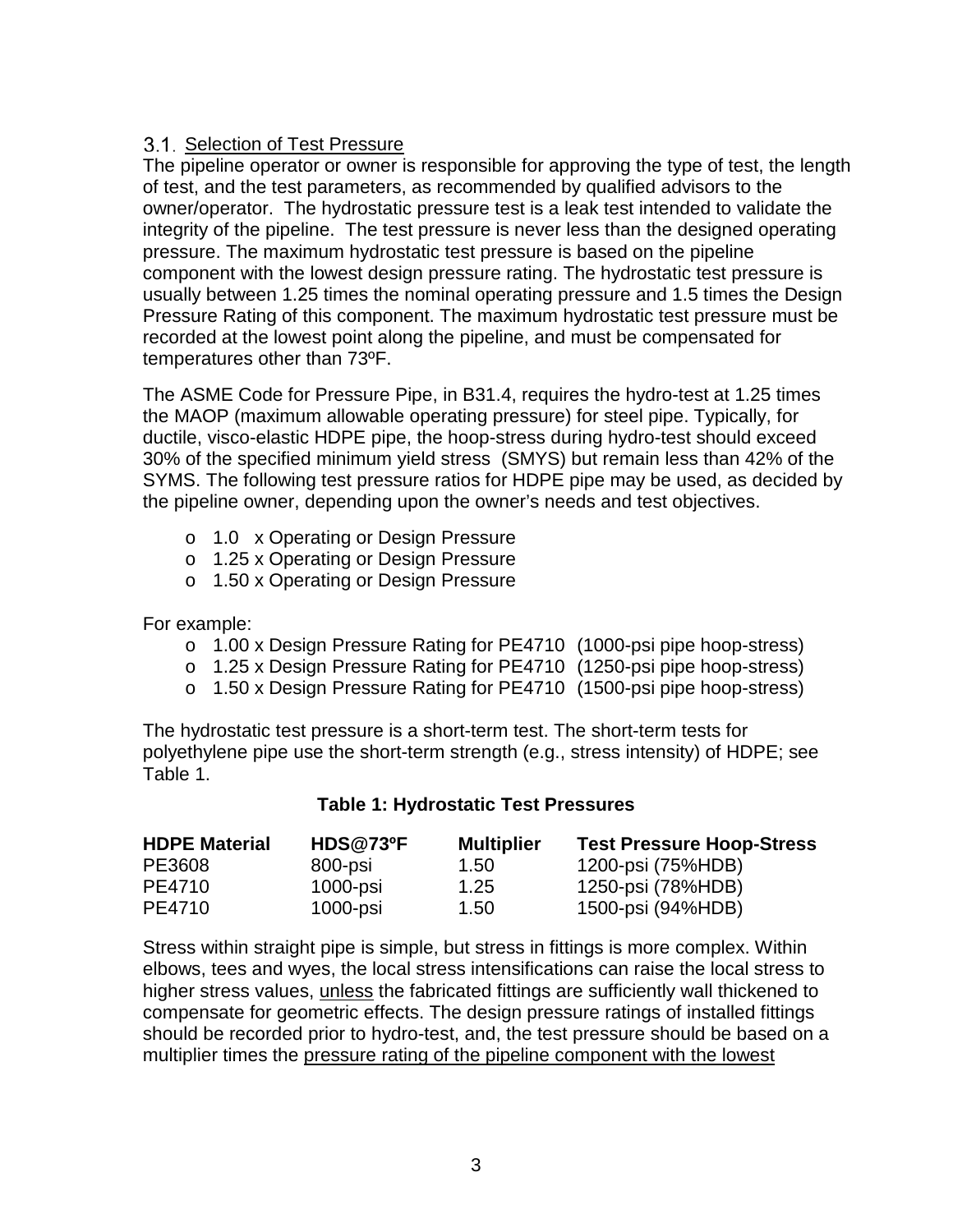## 3.1. Selection of Test Pressure

The pipeline operator or owner is responsible for approving the type of test, the length of test, and the test parameters, as recommended by qualified advisors to the owner/operator. The hydrostatic pressure test is a leak test intended to validate the integrity of the pipeline. The test pressure is never less than the designed operating pressure. The maximum hydrostatic test pressure is based on the pipeline component with the lowest design pressure rating. The hydrostatic test pressure is usually between 1.25 times the nominal operating pressure and 1.5 times the Design Pressure Rating of this component. The maximum hydrostatic test pressure must be recorded at the lowest point along the pipeline, and must be compensated for temperatures other than 73ºF.

The ASME Code for Pressure Pipe, in B31.4, requires the hydro-test at 1.25 times the MAOP (maximum allowable operating pressure) for steel pipe. Typically, for ductile, visco-elastic HDPE pipe, the hoop-stress during hydro-test should exceed 30% of the specified minimum yield stress (SMYS) but remain less than 42% of the SYMS. The following test pressure ratios for HDPE pipe may be used, as decided by the pipeline owner, depending upon the owner's needs and test objectives.

- 1.0 x Operating or Design Pressure
- 1.25 x Operating or Design Pressure
- 1.50 x Operating or Design Pressure

For example:

- 1.00 x Design Pressure Rating for PE4710 (1000-psi pipe hoop-stress)
- 1.25 x Design Pressure Rating for PE4710 (1250-psi pipe hoop-stress)
- 1.50 x Design Pressure Rating for PE4710 (1500-psi pipe hoop-stress)

The hydrostatic test pressure is a short-term test. The short-term tests for polyethylene pipe use the short-term strength (e.g., stress intensity) of HDPE; see Table 1.

**Table 1: Hydrostatic Test Pressures**

| HDPE Material | HDS@73ºF | Multiplier | Test Pressure Hoop-Stress |
|---|---|---|---|
| PE3608 | 800-psi | 1.50 | 1200-psi (75%HDB) |
| PE4710 | 1000-psi | 1.25 | 1250-psi (78%HDB) |
| PE4710 | 1000-psi | 1.50 | 1500-psi (94%HDB) |

Stress within straight pipe is simple, but stress in fittings is more complex. Within elbows, tees and wyes, the local stress intensifications can raise the local stress to higher stress values, <u>unless</u> the fabricated fittings are sufficiently wall thickened to compensate for geometric effects. The design pressure ratings of installed fittings should be recorded prior to hydro-test, and, the test pressure should be based on a multiplier times the <u>pressure rating of the pipeline component with the lowest</u>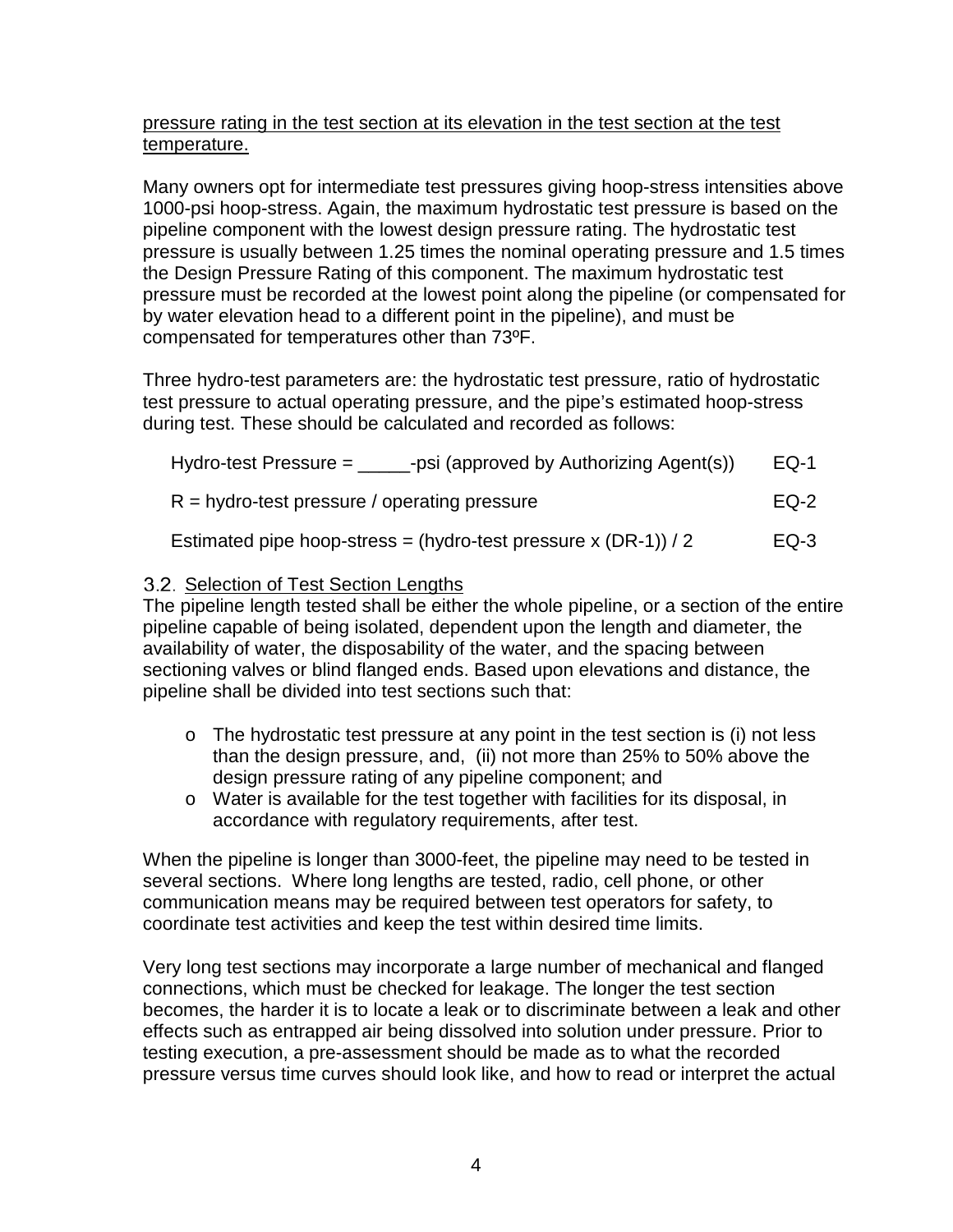pressure rating in the test section at its elevation in the test section at the test temperature.

Many owners opt for intermediate test pressures giving hoop-stress intensities above 1000-psi hoop-stress. Again, the maximum hydrostatic test pressure is based on the pipeline component with the lowest design pressure rating. The hydrostatic test pressure is usually between 1.25 times the nominal operating pressure and 1.5 times the Design Pressure Rating of this component. The maximum hydrostatic test pressure must be recorded at the lowest point along the pipeline (or compensated for by water elevation head to a different point in the pipeline), and must be compensated for temperatures other than 73ºF.

Three hydro-test parameters are: the hydrostatic test pressure, ratio of hydrostatic test pressure to actual operating pressure, and the pipe's estimated hoop-stress during test. These should be calculated and recorded as follows:

Hydro-test Pressure = _____-psi (approved by Authorizing Agent(s)) EQ-1

R = hydro-test pressure / operating pressure EQ-2

Estimated pipe hoop-stress = (hydro-test pressure x (DR-1)) / 2 EQ-3

### 3.2. Selection of Test Section Lengths

The pipeline length tested shall be either the whole pipeline, or a section of the entire pipeline capable of being isolated, dependent upon the length and diameter, the availability of water, the disposability of the water, and the spacing between sectioning valves or blind flanged ends. Based upon elevations and distance, the pipeline shall be divided into test sections such that:

- The hydrostatic test pressure at any point in the test section is (i) not less than the design pressure, and, (ii) not more than 25% to 50% above the design pressure rating of any pipeline component; and
- Water is available for the test together with facilities for its disposal, in accordance with regulatory requirements, after test.

When the pipeline is longer than 3000-feet, the pipeline may need to be tested in several sections. Where long lengths are tested, radio, cell phone, or other communication means may be required between test operators for safety, to coordinate test activities and keep the test within desired time limits.

Very long test sections may incorporate a large number of mechanical and flanged connections, which must be checked for leakage. The longer the test section becomes, the harder it is to locate a leak or to discriminate between a leak and other effects such as entrapped air being dissolved into solution under pressure. Prior to testing execution, a pre-assessment should be made as to what the recorded pressure versus time curves should look like, and how to read or interpret the actual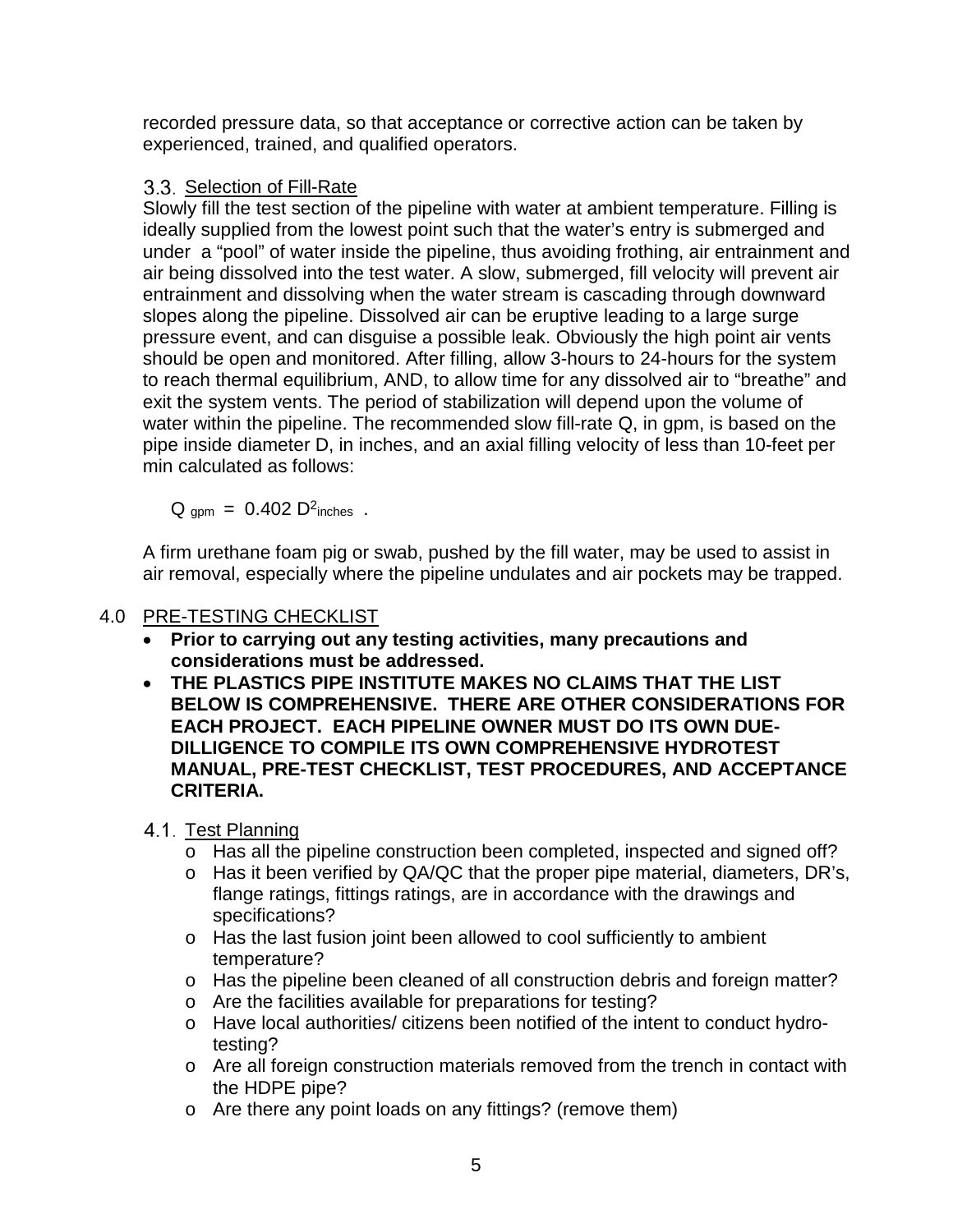recorded pressure data, so that acceptance or corrective action can be taken by experienced, trained, and qualified operators.

### 3.3. Selection of Fill-Rate

Slowly fill the test section of the pipeline with water at ambient temperature. Filling is ideally supplied from the lowest point such that the water's entry is submerged and under a "pool" of water inside the pipeline, thus avoiding frothing, air entrainment and air being dissolved into the test water. A slow, submerged, fill velocity will prevent air entrainment and dissolving when the water stream is cascading through downward slopes along the pipeline. Dissolved air can be eruptive leading to a large surge pressure event, and can disguise a possible leak. Obviously the high point air vents should be open and monitored. After filling, allow 3-hours to 24-hours for the system to reach thermal equilibrium, AND, to allow time for any dissolved air to "breathe" and exit the system vents. The period of stabilization will depend upon the volume of water within the pipeline. The recommended slow fill-rate Q, in gpm, is based on the pipe inside diameter D, in inches, and an axial filling velocity of less than 10-feet per min calculated as follows:

$$Q_{gpm} = 0.402\, D^2_{inches}\ .$$

A firm urethane foam pig or swab, pushed by the fill water, may be used to assist in air removal, especially where the pipeline undulates and air pockets may be trapped.

## 4.0 PRE-TESTING CHECKLIST

- **Prior to carrying out any testing activities, many precautions and considerations must be addressed.**
- **THE PLASTICS PIPE INSTITUTE MAKES NO CLAIMS THAT THE LIST BELOW IS COMPREHENSIVE. THERE ARE OTHER CONSIDERATIONS FOR EACH PROJECT. EACH PIPELINE OWNER MUST DO ITS OWN DUE-DILLIGENCE TO COMPILE ITS OWN COMPREHENSIVE HYDROTEST MANUAL, PRE-TEST CHECKLIST, TEST PROCEDURES, AND ACCEPTANCE CRITERIA.**

### 4.1. Test Planning

- Has all the pipeline construction been completed, inspected and signed off?
- Has it been verified by QA/QC that the proper pipe material, diameters, DR's, flange ratings, fittings ratings, are in accordance with the drawings and specifications?
- Has the last fusion joint been allowed to cool sufficiently to ambient temperature?
- Has the pipeline been cleaned of all construction debris and foreign matter?
- Are the facilities available for preparations for testing?
- Have local authorities/ citizens been notified of the intent to conduct hydro-testing?
- Are all foreign construction materials removed from the trench in contact with the HDPE pipe?
- Are there any point loads on any fittings? (remove them)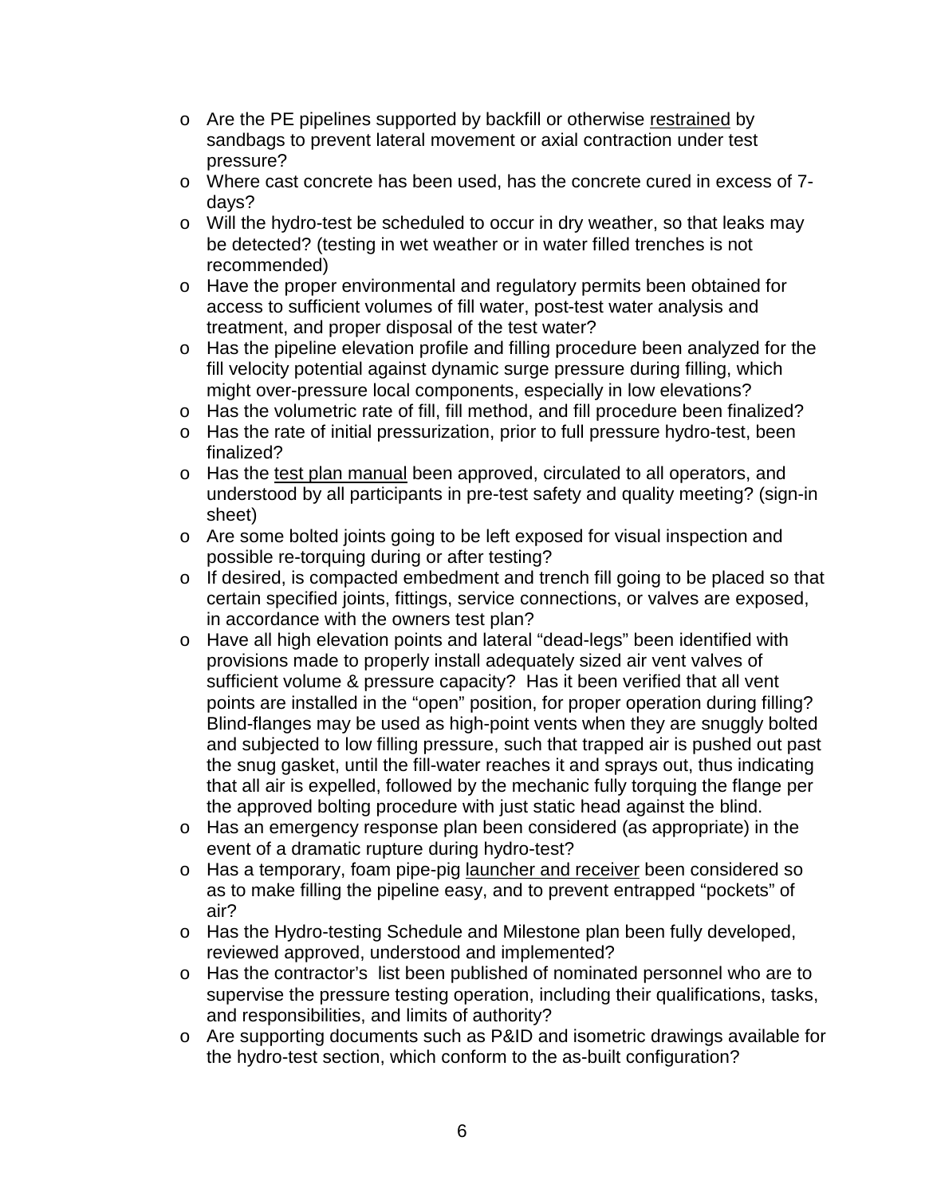- Are the PE pipelines supported by backfill or otherwise restrained by sandbags to prevent lateral movement or axial contraction under test pressure?
- Where cast concrete has been used, has the concrete cured in excess of 7-days?
- Will the hydro-test be scheduled to occur in dry weather, so that leaks may be detected? (testing in wet weather or in water filled trenches is not recommended)
- Have the proper environmental and regulatory permits been obtained for access to sufficient volumes of fill water, post-test water analysis and treatment, and proper disposal of the test water?
- Has the pipeline elevation profile and filling procedure been analyzed for the fill velocity potential against dynamic surge pressure during filling, which might over-pressure local components, especially in low elevations?
- Has the volumetric rate of fill, fill method, and fill procedure been finalized?
- Has the rate of initial pressurization, prior to full pressure hydro-test, been finalized?
- Has the test plan manual been approved, circulated to all operators, and understood by all participants in pre-test safety and quality meeting? (sign-in sheet)
- Are some bolted joints going to be left exposed for visual inspection and possible re-torquing during or after testing?
- If desired, is compacted embedment and trench fill going to be placed so that certain specified joints, fittings, service connections, or valves are exposed, in accordance with the owners test plan?
- Have all high elevation points and lateral "dead-legs" been identified with provisions made to properly install adequately sized air vent valves of sufficient volume & pressure capacity? Has it been verified that all vent points are installed in the "open" position, for proper operation during filling? Blind-flanges may be used as high-point vents when they are snuggly bolted and subjected to low filling pressure, such that trapped air is pushed out past the snug gasket, until the fill-water reaches it and sprays out, thus indicating that all air is expelled, followed by the mechanic fully torquing the flange per the approved bolting procedure with just static head against the blind.
- Has an emergency response plan been considered (as appropriate) in the event of a dramatic rupture during hydro-test?
- Has a temporary, foam pipe-pig launcher and receiver been considered so as to make filling the pipeline easy, and to prevent entrapped "pockets" of air?
- Has the Hydro-testing Schedule and Milestone plan been fully developed, reviewed approved, understood and implemented?
- Has the contractor's list been published of nominated personnel who are to supervise the pressure testing operation, including their qualifications, tasks, and responsibilities, and limits of authority?
- Are supporting documents such as P&ID and isometric drawings available for the hydro-test section, which conform to the as-built configuration?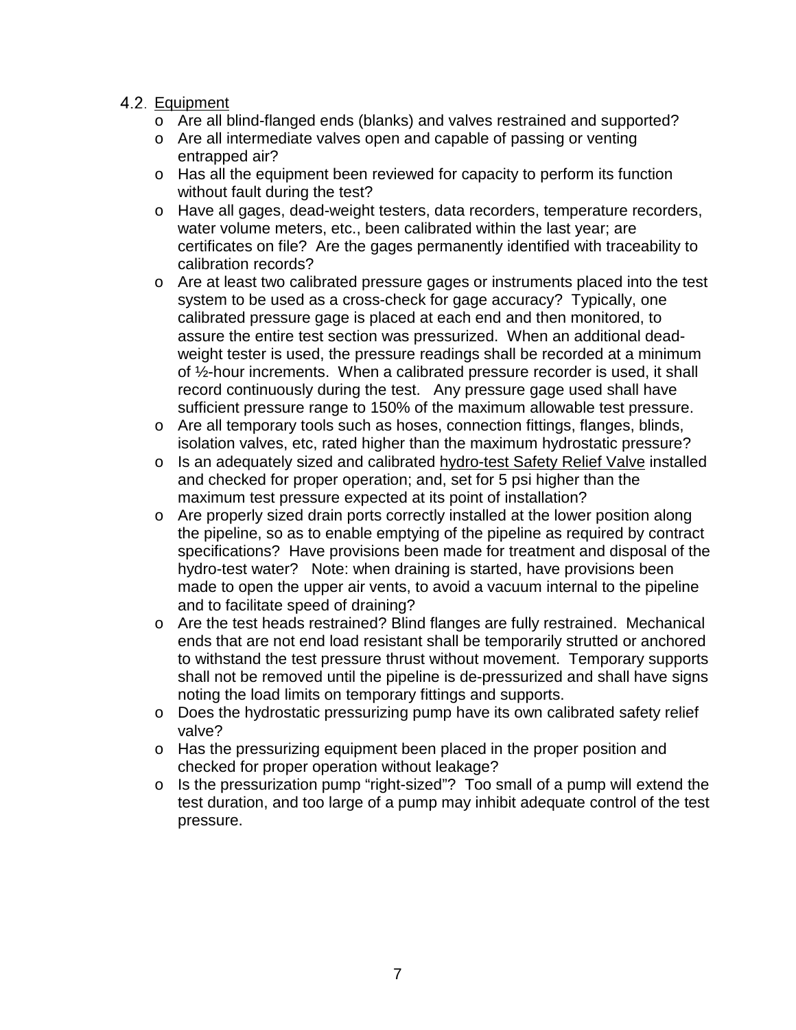## 4.2. <u>Equipment</u>

- Are all blind-flanged ends (blanks) and valves restrained and supported?
- Are all intermediate valves open and capable of passing or venting entrapped air?
- Has all the equipment been reviewed for capacity to perform its function without fault during the test?
- Have all gages, dead-weight testers, data recorders, temperature recorders, water volume meters, etc., been calibrated within the last year; are certificates on file? Are the gages permanently identified with traceability to calibration records?
- Are at least two calibrated pressure gages or instruments placed into the test system to be used as a cross-check for gage accuracy? Typically, one calibrated pressure gage is placed at each end and then monitored, to assure the entire test section was pressurized. When an additional dead-weight tester is used, the pressure readings shall be recorded at a minimum of ½-hour increments. When a calibrated pressure recorder is used, it shall record continuously during the test. Any pressure gage used shall have sufficient pressure range to 150% of the maximum allowable test pressure.
- Are all temporary tools such as hoses, connection fittings, flanges, blinds, isolation valves, etc, rated higher than the maximum hydrostatic pressure?
- Is an adequately sized and calibrated <u>hydro-test Safety Relief Valve</u> installed and checked for proper operation; and, set for 5 psi higher than the maximum test pressure expected at its point of installation?
- Are properly sized drain ports correctly installed at the lower position along the pipeline, so as to enable emptying of the pipeline as required by contract specifications? Have provisions been made for treatment and disposal of the hydro-test water? Note: when draining is started, have provisions been made to open the upper air vents, to avoid a vacuum internal to the pipeline and to facilitate speed of draining?
- Are the test heads restrained? Blind flanges are fully restrained. Mechanical ends that are not end load resistant shall be temporarily strutted or anchored to withstand the test pressure thrust without movement. Temporary supports shall not be removed until the pipeline is de-pressurized and shall have signs noting the load limits on temporary fittings and supports.
- Does the hydrostatic pressurizing pump have its own calibrated safety relief valve?
- Has the pressurizing equipment been placed in the proper position and checked for proper operation without leakage?
- Is the pressurization pump "right-sized"? Too small of a pump will extend the test duration, and too large of a pump may inhibit adequate control of the test pressure.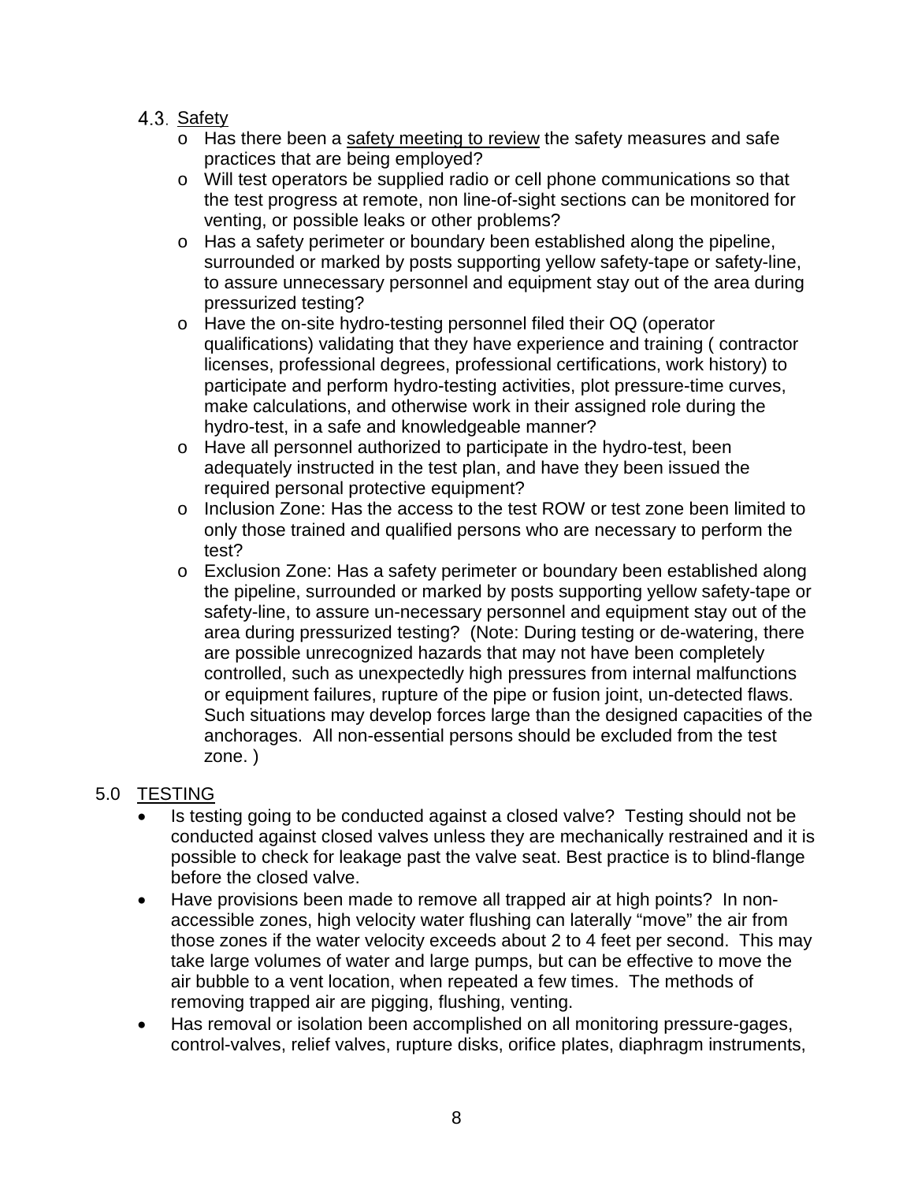### 4.3. Safety

- Has there been a safety meeting to review the safety measures and safe practices that are being employed?
- Will test operators be supplied radio or cell phone communications so that the test progress at remote, non line-of-sight sections can be monitored for venting, or possible leaks or other problems?
- Has a safety perimeter or boundary been established along the pipeline, surrounded or marked by posts supporting yellow safety-tape or safety-line, to assure unnecessary personnel and equipment stay out of the area during pressurized testing?
- Have the on-site hydro-testing personnel filed their OQ (operator qualifications) validating that they have experience and training ( contractor licenses, professional degrees, professional certifications, work history) to participate and perform hydro-testing activities, plot pressure-time curves, make calculations, and otherwise work in their assigned role during the hydro-test, in a safe and knowledgeable manner?
- Have all personnel authorized to participate in the hydro-test, been adequately instructed in the test plan, and have they been issued the required personal protective equipment?
- Inclusion Zone: Has the access to the test ROW or test zone been limited to only those trained and qualified persons who are necessary to perform the test?
- Exclusion Zone: Has a safety perimeter or boundary been established along the pipeline, surrounded or marked by posts supporting yellow safety-tape or safety-line, to assure un-necessary personnel and equipment stay out of the area during pressurized testing? (Note: During testing or de-watering, there are possible unrecognized hazards that may not have been completely controlled, such as unexpectedly high pressures from internal malfunctions or equipment failures, rupture of the pipe or fusion joint, un-detected flaws. Such situations may develop forces large than the designed capacities of the anchorages. All non-essential persons should be excluded from the test zone. )

## 5.0 TESTING

- Is testing going to be conducted against a closed valve? Testing should not be conducted against closed valves unless they are mechanically restrained and it is possible to check for leakage past the valve seat. Best practice is to blind-flange before the closed valve.
- Have provisions been made to remove all trapped air at high points? In non-accessible zones, high velocity water flushing can laterally "move" the air from those zones if the water velocity exceeds about 2 to 4 feet per second. This may take large volumes of water and large pumps, but can be effective to move the air bubble to a vent location, when repeated a few times. The methods of removing trapped air are pigging, flushing, venting.
- Has removal or isolation been accomplished on all monitoring pressure-gages, control-valves, relief valves, rupture disks, orifice plates, diaphragm instruments,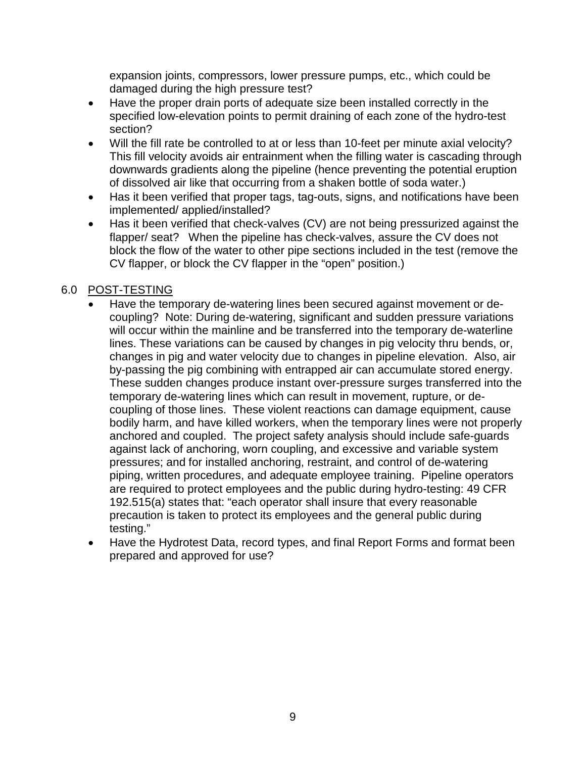expansion joints, compressors, lower pressure pumps, etc., which could be damaged during the high pressure test?

- Have the proper drain ports of adequate size been installed correctly in the specified low-elevation points to permit draining of each zone of the hydro-test section?
- Will the fill rate be controlled to at or less than 10-feet per minute axial velocity? This fill velocity avoids air entrainment when the filling water is cascading through downwards gradients along the pipeline (hence preventing the potential eruption of dissolved air like that occurring from a shaken bottle of soda water.)
- Has it been verified that proper tags, tag-outs, signs, and notifications have been implemented/ applied/installed?
- Has it been verified that check-valves (CV) are not being pressurized against the flapper/ seat? When the pipeline has check-valves, assure the CV does not block the flow of the water to other pipe sections included in the test (remove the CV flapper, or block the CV flapper in the "open" position.)

## 6.0 POST-TESTING

- Have the temporary de-watering lines been secured against movement or de-coupling? Note: During de-watering, significant and sudden pressure variations will occur within the mainline and be transferred into the temporary de-waterline lines. These variations can be caused by changes in pig velocity thru bends, or, changes in pig and water velocity due to changes in pipeline elevation. Also, air by-passing the pig combining with entrapped air can accumulate stored energy. These sudden changes produce instant over-pressure surges transferred into the temporary de-watering lines which can result in movement, rupture, or de-coupling of those lines. These violent reactions can damage equipment, cause bodily harm, and have killed workers, when the temporary lines were not properly anchored and coupled. The project safety analysis should include safe-guards against lack of anchoring, worn coupling, and excessive and variable system pressures; and for installed anchoring, restraint, and control of de-watering piping, written procedures, and adequate employee training. Pipeline operators are required to protect employees and the public during hydro-testing: 49 CFR 192.515(a) states that: "each operator shall insure that every reasonable precaution is taken to protect its employees and the general public during testing."
- Have the Hydrotest Data, record types, and final Report Forms and format been prepared and approved for use?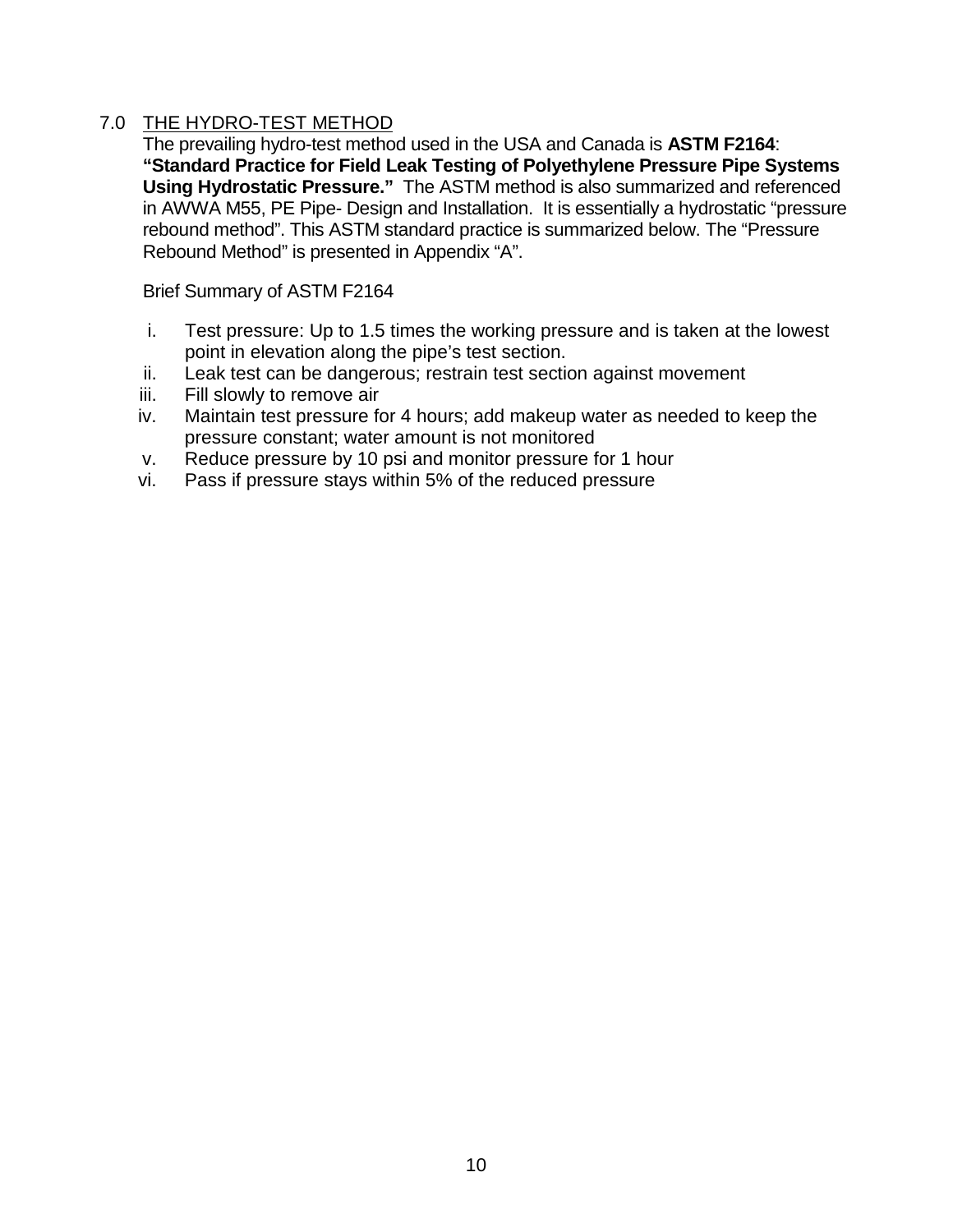## 7.0 THE HYDRO-TEST METHOD

The prevailing hydro-test method used in the USA and Canada is **ASTM F2164**: **"Standard Practice for Field Leak Testing of Polyethylene Pressure Pipe Systems Using Hydrostatic Pressure."** The ASTM method is also summarized and referenced in AWWA M55, PE Pipe- Design and Installation. It is essentially a hydrostatic "pressure rebound method". This ASTM standard practice is summarized below. The "Pressure Rebound Method" is presented in Appendix "A".

Brief Summary of ASTM F2164

i. Test pressure: Up to 1.5 times the working pressure and is taken at the lowest point in elevation along the pipe's test section.
ii. Leak test can be dangerous; restrain test section against movement
iii. Fill slowly to remove air
iv. Maintain test pressure for 4 hours; add makeup water as needed to keep the pressure constant; water amount is not monitored
v. Reduce pressure by 10 psi and monitor pressure for 1 hour
vi. Pass if pressure stays within 5% of the reduced pressure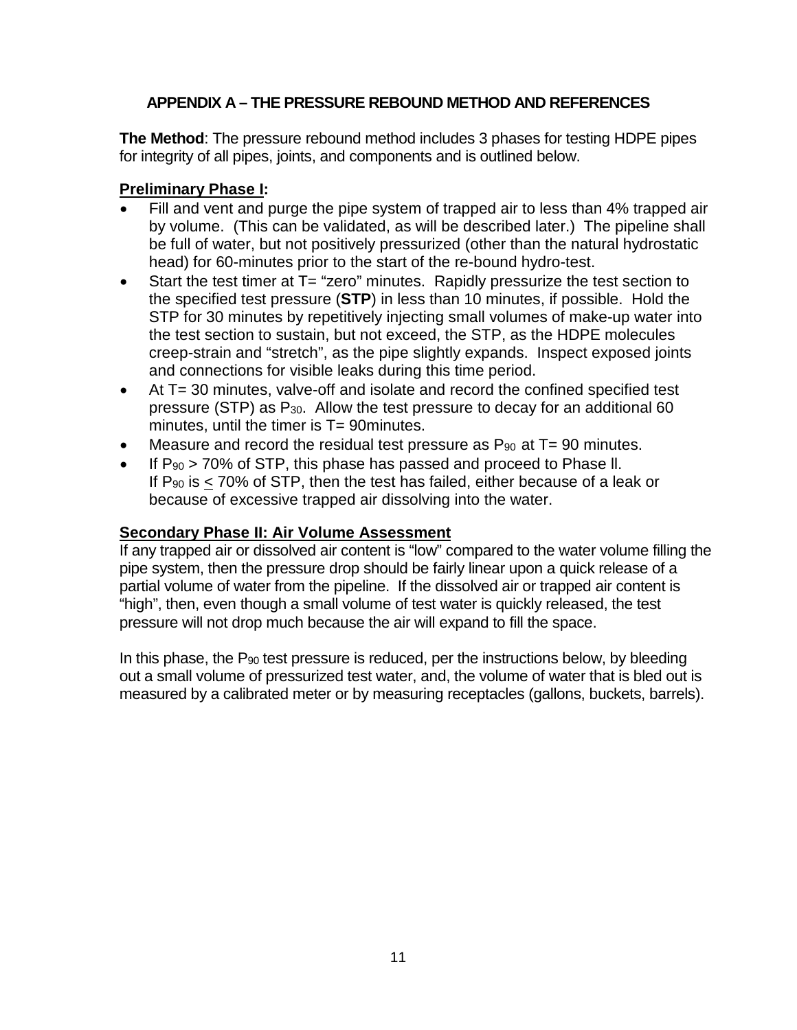## APPENDIX A – THE PRESSURE REBOUND METHOD AND REFERENCES

**The Method**: The pressure rebound method includes 3 phases for testing HDPE pipes for integrity of all pipes, joints, and components and is outlined below.

### Preliminary Phase I:

- Fill and vent and purge the pipe system of trapped air to less than 4% trapped air by volume. (This can be validated, as will be described later.) The pipeline shall be full of water, but not positively pressurized (other than the natural hydrostatic head) for 60-minutes prior to the start of the re-bound hydro-test.
- Start the test timer at T= "zero" minutes. Rapidly pressurize the test section to the specified test pressure (**STP**) in less than 10 minutes, if possible. Hold the STP for 30 minutes by repetitively injecting small volumes of make-up water into the test section to sustain, but not exceed, the STP, as the HDPE molecules creep-strain and "stretch", as the pipe slightly expands. Inspect exposed joints and connections for visible leaks during this time period.
- At T= 30 minutes, valve-off and isolate and record the confined specified test pressure (STP) as $P_{30}$. Allow the test pressure to decay for an additional 60 minutes, until the timer is T= 90minutes.
- Measure and record the residual test pressure as $P_{90}$ at T= 90 minutes.
- If $P_{90}$ > 70% of STP, this phase has passed and proceed to Phase ll.
  If $P_{90}$ is $\leq$ 70% of STP, then the test has failed, either because of a leak or because of excessive trapped air dissolving into the water.

### Secondary Phase II: Air Volume Assessment

If any trapped air or dissolved air content is "low" compared to the water volume filling the pipe system, then the pressure drop should be fairly linear upon a quick release of a partial volume of water from the pipeline. If the dissolved air or trapped air content is "high", then, even though a small volume of test water is quickly released, the test pressure will not drop much because the air will expand to fill the space.

In this phase, the $P_{90}$ test pressure is reduced, per the instructions below, by bleeding out a small volume of pressurized test water, and, the volume of water that is bled out is measured by a calibrated meter or by measuring receptacles (gallons, buckets, barrels).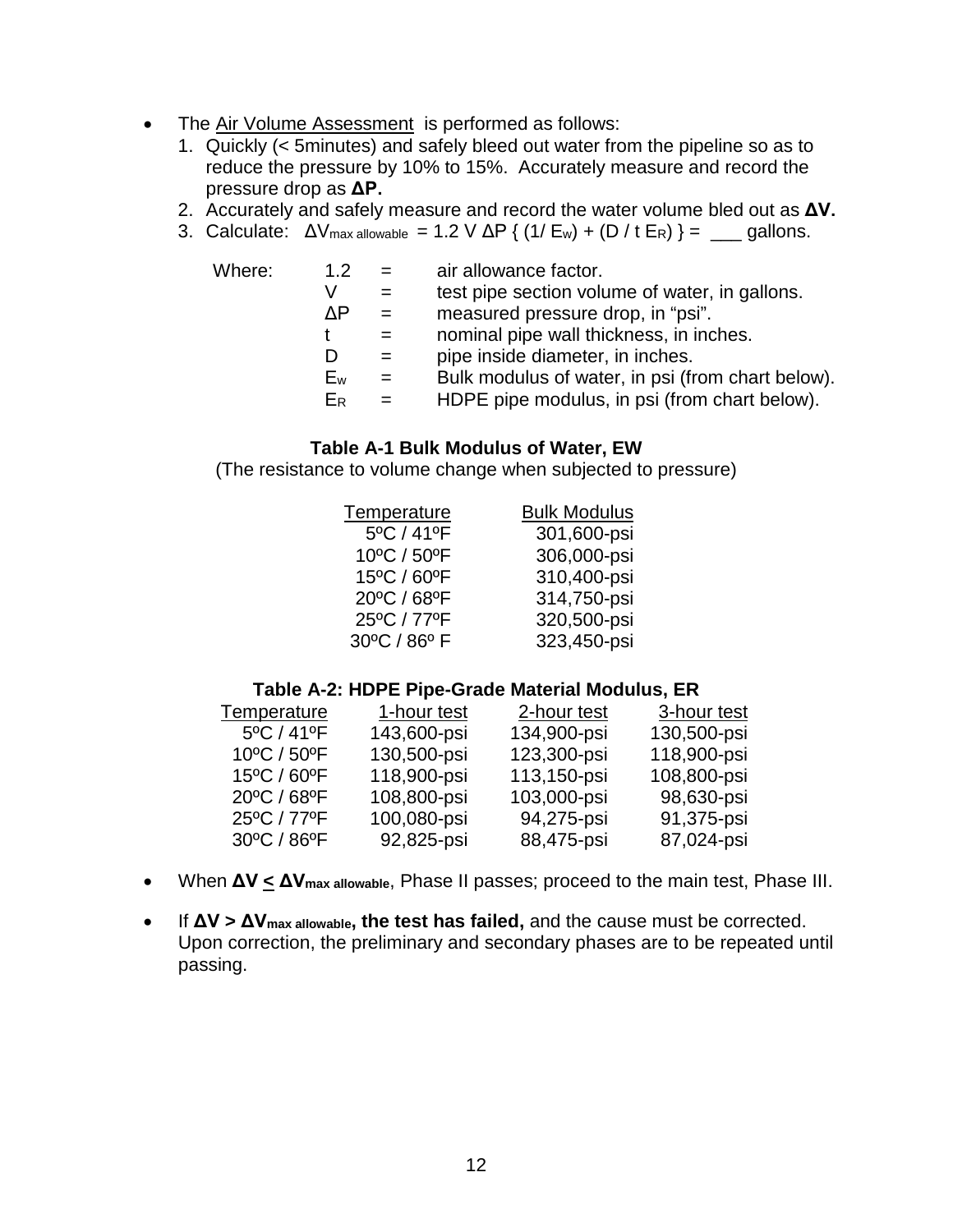- The Air Volume Assessment is performed as follows:
  1. Quickly (< 5minutes) and safely bleed out water from the pipeline so as to reduce the pressure by 10% to 15%. Accurately measure and record the pressure drop as **$\Delta P$.**
  2. Accurately and safely measure and record the water volume bled out as **$\Delta V$.**
  3. Calculate: $\Delta V_{max\ allowable} = 1.2\ V\ \Delta P\ \{ (1/ E_w) + (D / t\ E_R) \}$ = ___ gallons.

| Where: | | | |
|---|---|---|---|
| | 1.2 | = | air allowance factor. |
| | V | = | test pipe section volume of water, in gallons. |
| | $\Delta P$ | = | measured pressure drop, in "psi". |
| | t | = | nominal pipe wall thickness, in inches. |
| | D | = | pipe inside diameter, in inches. |
| | $E_w$ | = | Bulk modulus of water, in psi (from chart below). |
| | $E_R$ | = | HDPE pipe modulus, in psi (from chart below). |

**Table A-1 Bulk Modulus of Water, EW**

(The resistance to volume change when subjected to pressure)

| Temperature | Bulk Modulus |
|---|---|
| 5ºC / 41ºF | 301,600-psi |
| 10ºC / 50ºF | 306,000-psi |
| 15ºC / 60ºF | 310,400-psi |
| 20ºC / 68ºF | 314,750-psi |
| 25ºC / 77ºF | 320,500-psi |
| 30ºC / 86º F | 323,450-psi |

**Table A-2: HDPE Pipe-Grade Material Modulus, ER**

| Temperature | 1-hour test | 2-hour test | 3-hour test |
|---|---|---|---|
| 5ºC / 41ºF | 143,600-psi | 134,900-psi | 130,500-psi |
| 10ºC / 50ºF | 130,500-psi | 123,300-psi | 118,900-psi |
| 15ºC / 60ºF | 118,900-psi | 113,150-psi | 108,800-psi |
| 20ºC / 68ºF | 108,800-psi | 103,000-psi | 98,630-psi |
| 25ºC / 77ºF | 100,080-psi | 94,275-psi | 91,375-psi |
| 30ºC / 86ºF | 92,825-psi | 88,475-psi | 87,024-psi |

- When **$\Delta V \leq \Delta V_{max\ allowable}$**, Phase II passes; proceed to the main test, Phase III.
- If **$\Delta V > \Delta V_{max\ allowable}$, the test has failed,** and the cause must be corrected. Upon correction, the preliminary and secondary phases are to be repeated until passing.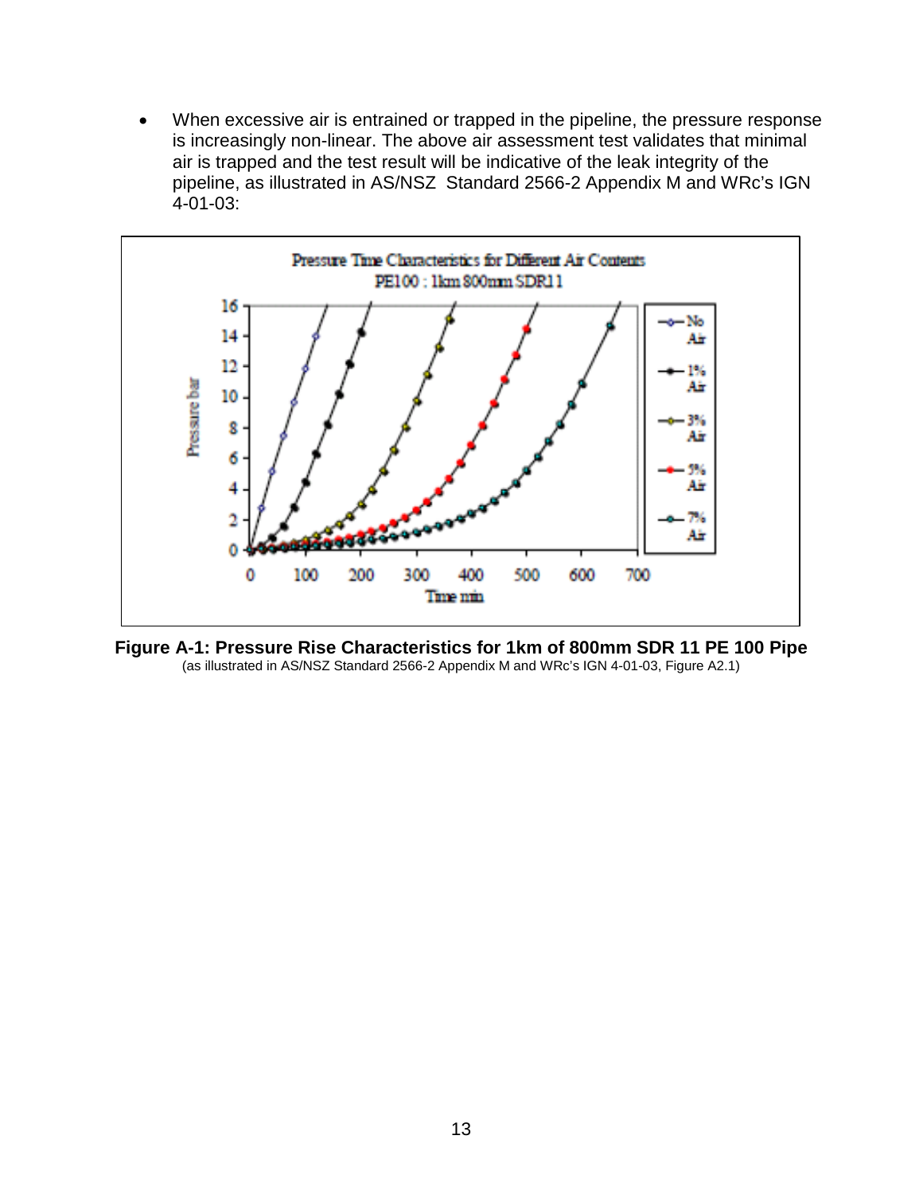- When excessive air is entrained or trapped in the pipeline, the pressure response is increasingly non-linear. The above air assessment test validates that minimal air is trapped and the test result will be indicative of the leak integrity of the pipeline, as illustrated in AS/NSZ Standard 2566-2 Appendix M and WRc's IGN 4-01-03:

**Figure A-1: Pressure Rise Characteristics for 1km of 800mm SDR 11 PE 100 Pipe**

(as illustrated in AS/NSZ Standard 2566-2 Appendix M and WRc's IGN 4-01-03, Figure A2.1)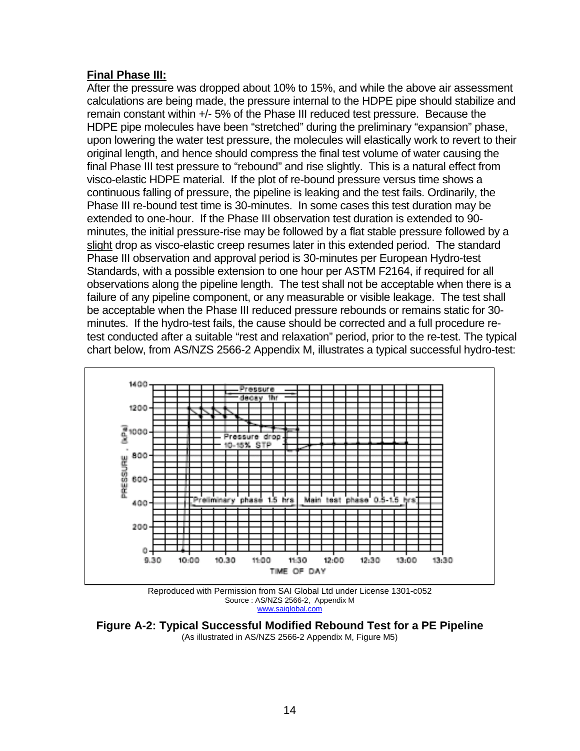**Final Phase III:**

After the pressure was dropped about 10% to 15%, and while the above air assessment calculations are being made, the pressure internal to the HDPE pipe should stabilize and remain constant within +/- 5% of the Phase III reduced test pressure. Because the HDPE pipe molecules have been "stretched" during the preliminary "expansion" phase, upon lowering the water test pressure, the molecules will elastically work to revert to their original length, and hence should compress the final test volume of water causing the final Phase III test pressure to "rebound" and rise slightly. This is a natural effect from visco-elastic HDPE material. If the plot of re-bound pressure versus time shows a continuous falling of pressure, the pipeline is leaking and the test fails. Ordinarily, the Phase III re-bound test time is 30-minutes. In some cases this test duration may be extended to one-hour. If the Phase III observation test duration is extended to 90-minutes, the initial pressure-rise may be followed by a flat stable pressure followed by a slight drop as visco-elastic creep resumes later in this extended period. The standard Phase III observation and approval period is 30-minutes per European Hydro-test Standards, with a possible extension to one hour per ASTM F2164, if required for all observations along the pipeline length. The test shall not be acceptable when there is a failure of any pipeline component, or any measurable or visible leakage. The test shall be acceptable when the Phase III reduced pressure rebounds or remains static for 30-minutes. If the hydro-test fails, the cause should be corrected and a full procedure re-test conducted after a suitable "rest and relaxation" period, prior to the re-test. The typical chart below, from AS/NZS 2566-2 Appendix M, illustrates a typical successful hydro-test:

Reproduced with Permission from SAI Global Ltd under License 1301-c052
Source : AS/NZS 2566-2, Appendix M
www.saiglobal.com

**Figure A-2: Typical Successful Modified Rebound Test for a PE Pipeline**
(As illustrated in AS/NZS 2566-2 Appendix M, Figure M5)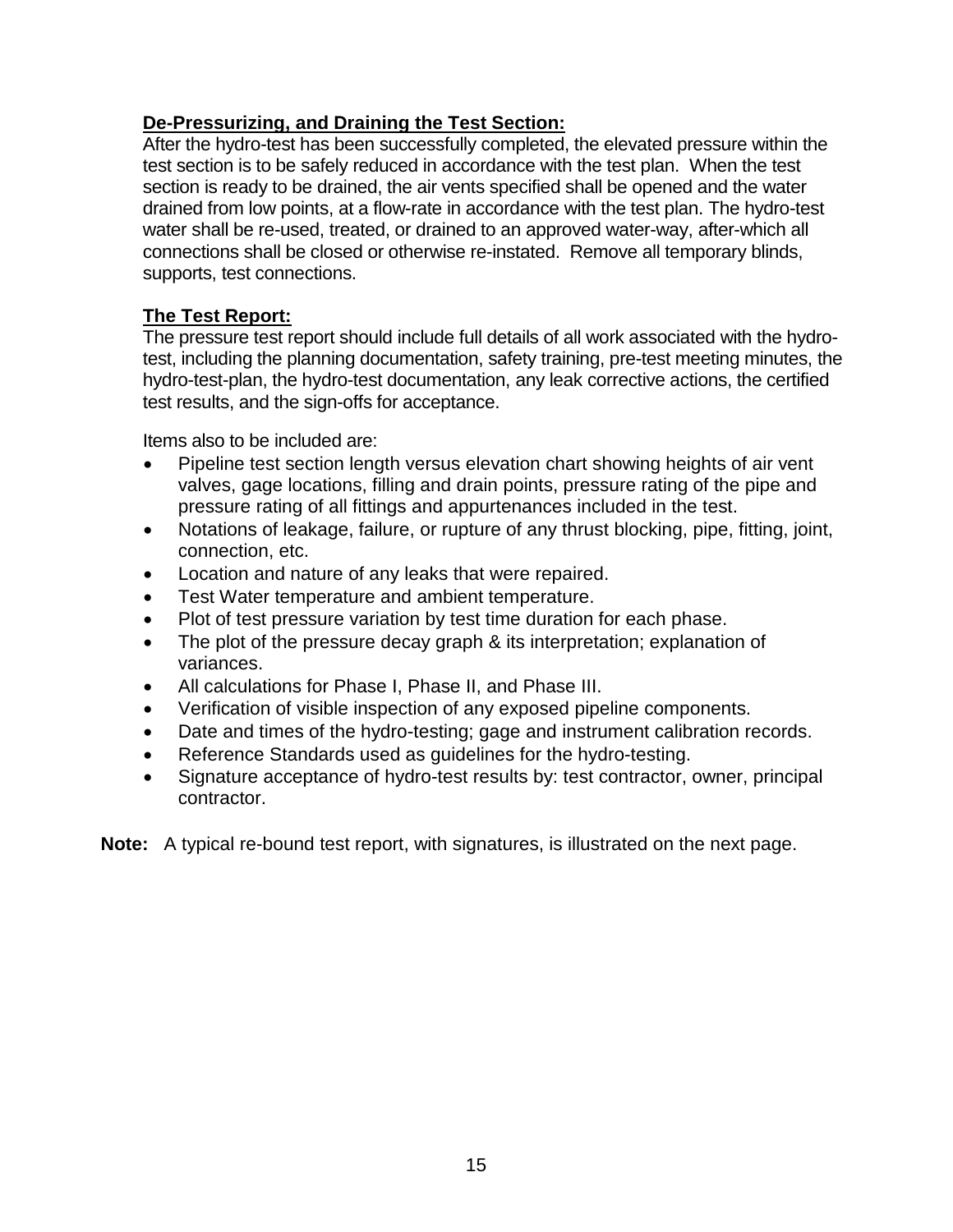## De-Pressurizing, and Draining the Test Section:

After the hydro-test has been successfully completed, the elevated pressure within the test section is to be safely reduced in accordance with the test plan. When the test section is ready to be drained, the air vents specified shall be opened and the water drained from low points, at a flow-rate in accordance with the test plan. The hydro-test water shall be re-used, treated, or drained to an approved water-way, after-which all connections shall be closed or otherwise re-instated. Remove all temporary blinds, supports, test connections.

## The Test Report:

The pressure test report should include full details of all work associated with the hydro-test, including the planning documentation, safety training, pre-test meeting minutes, the hydro-test-plan, the hydro-test documentation, any leak corrective actions, the certified test results, and the sign-offs for acceptance.

Items also to be included are:

- Pipeline test section length versus elevation chart showing heights of air vent valves, gage locations, filling and drain points, pressure rating of the pipe and pressure rating of all fittings and appurtenances included in the test.
- Notations of leakage, failure, or rupture of any thrust blocking, pipe, fitting, joint, connection, etc.
- Location and nature of any leaks that were repaired.
- Test Water temperature and ambient temperature.
- Plot of test pressure variation by test time duration for each phase.
- The plot of the pressure decay graph & its interpretation; explanation of variances.
- All calculations for Phase I, Phase II, and Phase III.
- Verification of visible inspection of any exposed pipeline components.
- Date and times of the hydro-testing; gage and instrument calibration records.
- Reference Standards used as guidelines for the hydro-testing.
- Signature acceptance of hydro-test results by: test contractor, owner, principal contractor.

**Note:** A typical re-bound test report, with signatures, is illustrated on the next page.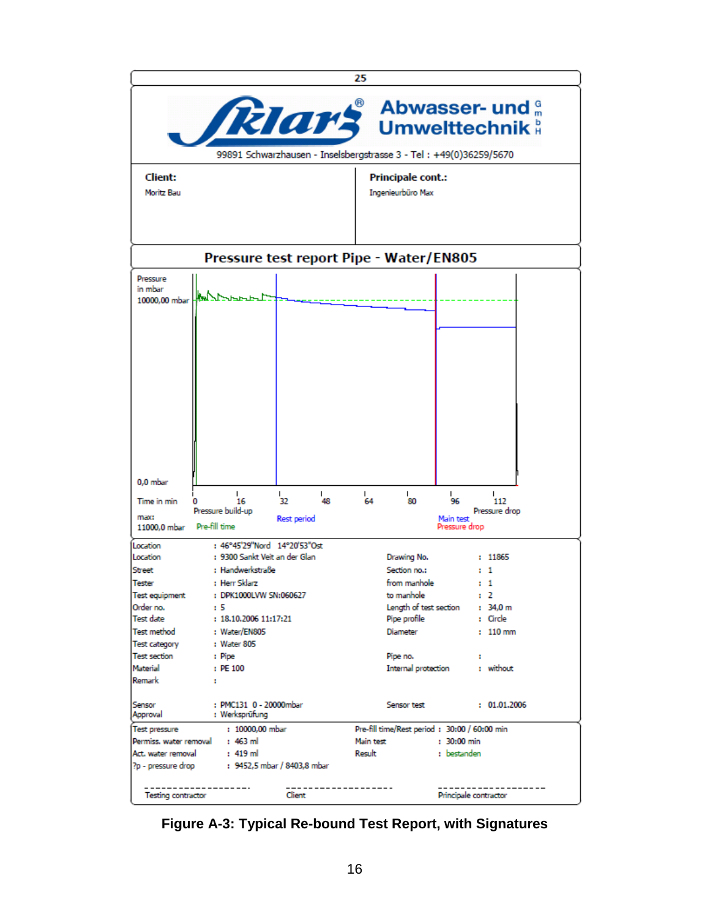25

**Sklarz® Abwasser- und Umwelttechnik GmbH**

99891 Schwarzhausen - Inselsbergstrasse 3 - Tel : +49(0)36259/5670

| **Client:** | **Principale cont.:** |
|---|---|
| Moritz Bau | Ingenieurbüro Max |

## Pressure test report Pipe - Water/EN805

Pressure in mbar
10000,00 mbar
0,0 mbar

Time in min: 0, 16, 32, 48, 64, 80, 96, 112

max: 11000,0 mbar

Pressure build-up — Pre-fill time — Rest period — Main test — Pressure drop — Pressure drop

| | | | | |
|---|---|---|---|---|
| Location | : 46°45'29"Nord 14°20'53"Ost | | | |
| Location | : 9300 Sankt Veit an der Glan | Drawing No. | : | 11865 |
| Street | : Handwerkstraße | Section no.: | : | 1 |
| Tester | : Herr Sklarz | from manhole | : | 1 |
| Test equipment | : DPK1000LVW SN:060627 | to manhole | : | 2 |
| Order no. | : 5 | Length of test section | : | 34,0 m |
| Test date | : 18.10.2006 11:17:21 | Pipe profile | : | Circle |
| Test method | : Water/EN805 | Diameter | : | 110 mm |
| Test category | : Water 805 | | | |
| Test section | : Pipe | Pipe no. | : | |
| Material | : PE 100 | Internal protection | : | without |
| Remark | : | | | |
| Sensor | : PMC131 0 - 20000mbar | Sensor test | : | 01.01.2006 |
| Approval | : Werksprüfung | | | |

| | | | |
|---|---|---|---|
| Test pressure | : 10000,00 mbar | Pre-fill time/Rest period | : 30:00 / 60:00 min |
| Permiss. water removal | : 463 ml | Main test | : 30:00 min |
| Act. water removal | : 419 ml | Result | : bestanden |
| ?p - pressure drop | : 9452,5 mbar / 8403,8 mbar | | |

| ------------------- | ------------------- | ------------------- |
|---|---|---|
| Testing contractor | Client | Principale contractor |

**Figure A-3: Typical Re-bound Test Report, with Signatures**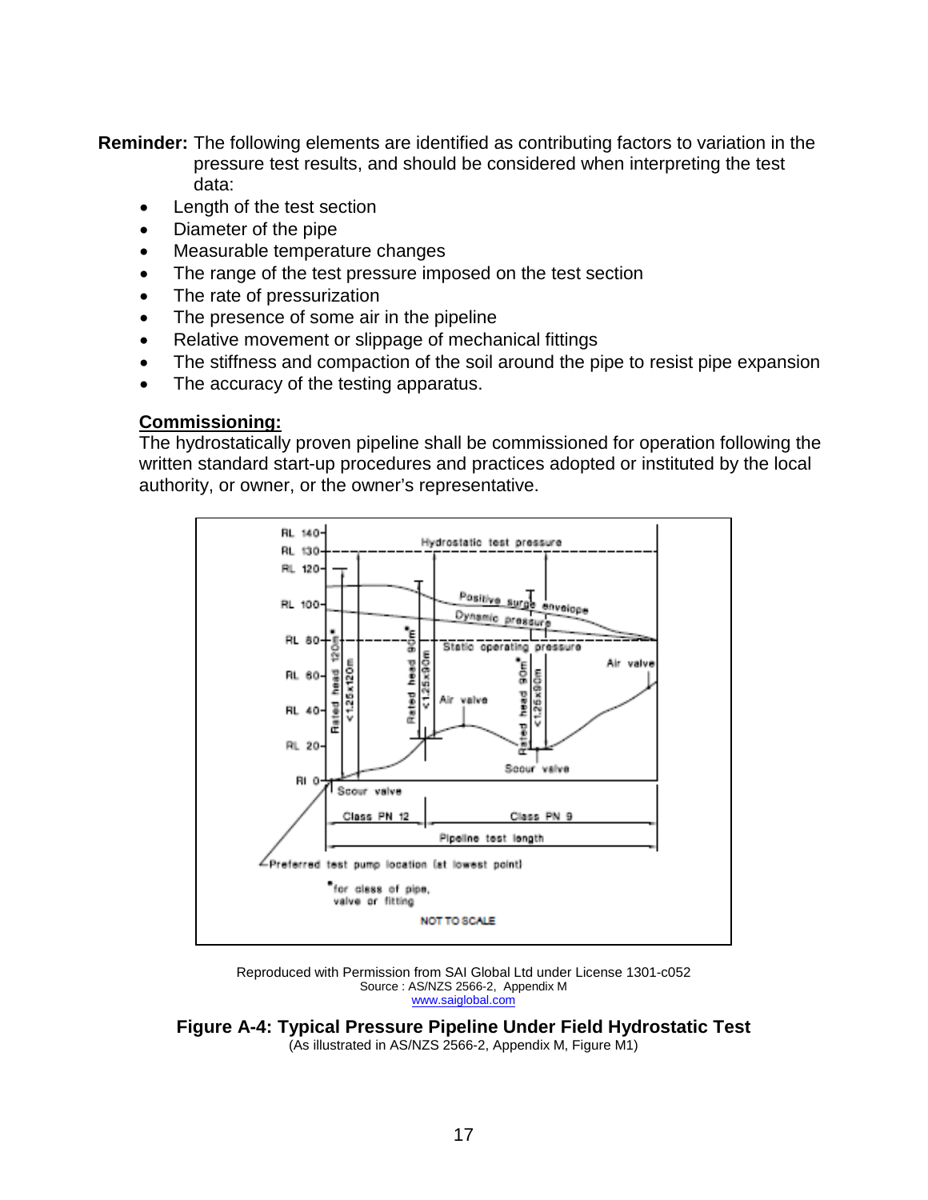**Reminder:** The following elements are identified as contributing factors to variation in the pressure test results, and should be considered when interpreting the test data:

- Length of the test section
- Diameter of the pipe
- Measurable temperature changes
- The range of the test pressure imposed on the test section
- The rate of pressurization
- The presence of some air in the pipeline
- Relative movement or slippage of mechanical fittings
- The stiffness and compaction of the soil around the pipe to resist pipe expansion
- The accuracy of the testing apparatus.

**Commissioning:**

The hydrostatically proven pipeline shall be commissioned for operation following the written standard start-up procedures and practices adopted or instituted by the local authority, or owner, or the owner's representative.

Reproduced with Permission from SAI Global Ltd under License 1301-c052
Source : AS/NZS 2566-2, Appendix M
www.saiglobal.com

**Figure A-4: Typical Pressure Pipeline Under Field Hydrostatic Test**
(As illustrated in AS/NZS 2566-2, Appendix M, Figure M1)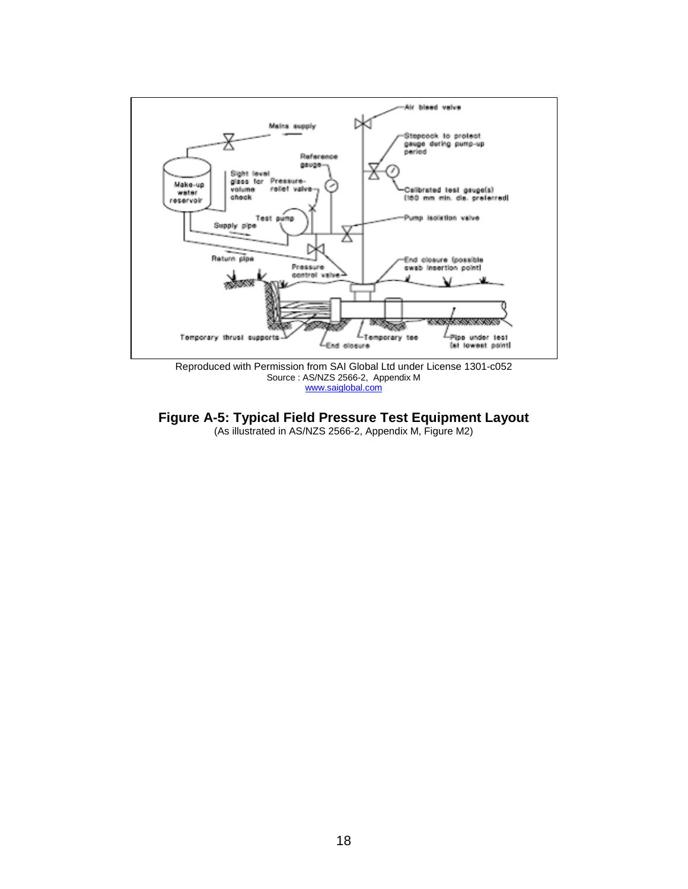Reproduced with Permission from SAI Global Ltd under License 1301-c052
Source : AS/NZS 2566-2, Appendix M
www.saiglobal.com

**Figure A-5: Typical Field Pressure Test Equipment Layout**
(As illustrated in AS/NZS 2566-2, Appendix M, Figure M2)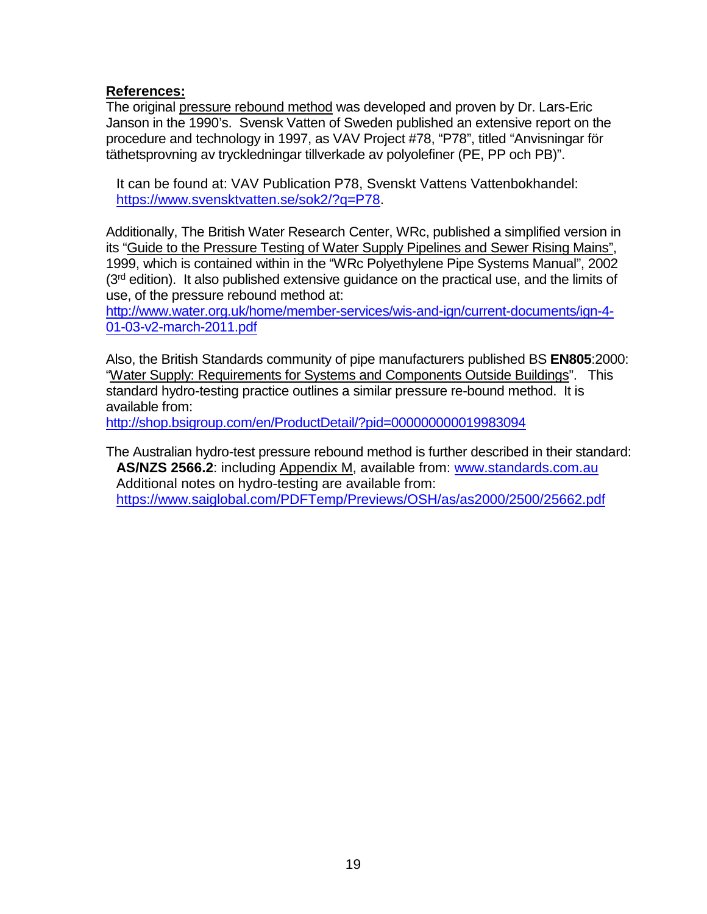**References:**

The original pressure rebound method was developed and proven by Dr. Lars-Eric Janson in the 1990's. Svensk Vatten of Sweden published an extensive report on the procedure and technology in 1997, as VAV Project #78, "P78", titled "Anvisningar för täthetsprovning av tryckledningar tillverkade av polyolefiner (PE, PP och PB)".

It can be found at: VAV Publication P78, Svenskt Vattens Vattenbokhandel: https://www.svensktvatten.se/sok2/?q=P78.

Additionally, The British Water Research Center, WRc, published a simplified version in its "Guide to the Pressure Testing of Water Supply Pipelines and Sewer Rising Mains", 1999, which is contained within in the "WRc Polyethylene Pipe Systems Manual", 2002 (3rd edition). It also published extensive guidance on the practical use, and the limits of use, of the pressure rebound method at:
http://www.water.org.uk/home/member-services/wis-and-ign/current-documents/ign-4-01-03-v2-march-2011.pdf

Also, the British Standards community of pipe manufacturers published BS **EN805**:2000: "Water Supply: Requirements for Systems and Components Outside Buildings". This standard hydro-testing practice outlines a similar pressure re-bound method. It is available from:
http://shop.bsigroup.com/en/ProductDetail/?pid=000000000019983094

The Australian hydro-test pressure rebound method is further described in their standard:
**AS/NZS 2566.2**: including Appendix M, available from: www.standards.com.au
Additional notes on hydro-testing are available from:
https://www.saiglobal.com/PDFTemp/Previews/OSH/as/as2000/2500/25662.pdf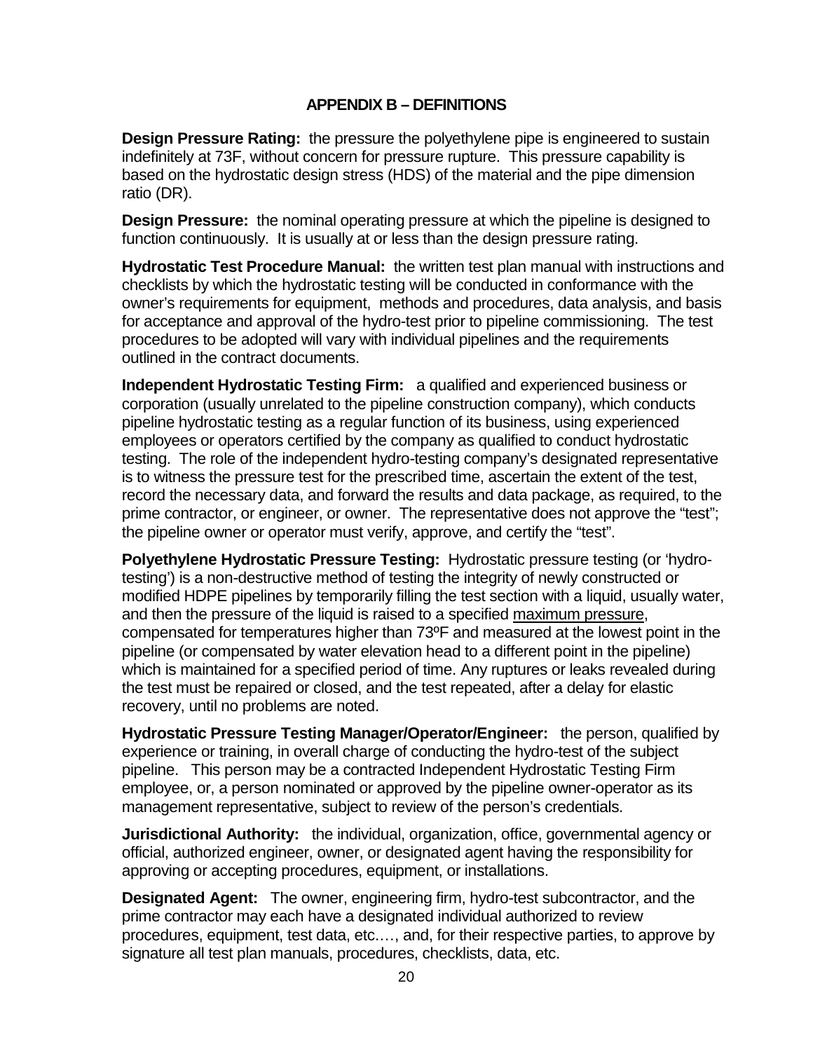## APPENDIX B – DEFINITIONS

**Design Pressure Rating:** the pressure the polyethylene pipe is engineered to sustain indefinitely at 73F, without concern for pressure rupture. This pressure capability is based on the hydrostatic design stress (HDS) of the material and the pipe dimension ratio (DR).

**Design Pressure:** the nominal operating pressure at which the pipeline is designed to function continuously. It is usually at or less than the design pressure rating.

**Hydrostatic Test Procedure Manual:** the written test plan manual with instructions and checklists by which the hydrostatic testing will be conducted in conformance with the owner's requirements for equipment, methods and procedures, data analysis, and basis for acceptance and approval of the hydro-test prior to pipeline commissioning. The test procedures to be adopted will vary with individual pipelines and the requirements outlined in the contract documents.

**Independent Hydrostatic Testing Firm:** a qualified and experienced business or corporation (usually unrelated to the pipeline construction company), which conducts pipeline hydrostatic testing as a regular function of its business, using experienced employees or operators certified by the company as qualified to conduct hydrostatic testing. The role of the independent hydro-testing company's designated representative is to witness the pressure test for the prescribed time, ascertain the extent of the test, record the necessary data, and forward the results and data package, as required, to the prime contractor, or engineer, or owner. The representative does not approve the "test"; the pipeline owner or operator must verify, approve, and certify the "test".

**Polyethylene Hydrostatic Pressure Testing:** Hydrostatic pressure testing (or 'hydro-testing') is a non-destructive method of testing the integrity of newly constructed or modified HDPE pipelines by temporarily filling the test section with a liquid, usually water, and then the pressure of the liquid is raised to a specified maximum pressure, compensated for temperatures higher than 73ºF and measured at the lowest point in the pipeline (or compensated by water elevation head to a different point in the pipeline) which is maintained for a specified period of time. Any ruptures or leaks revealed during the test must be repaired or closed, and the test repeated, after a delay for elastic recovery, until no problems are noted.

**Hydrostatic Pressure Testing Manager/Operator/Engineer:** the person, qualified by experience or training, in overall charge of conducting the hydro-test of the subject pipeline. This person may be a contracted Independent Hydrostatic Testing Firm employee, or, a person nominated or approved by the pipeline owner-operator as its management representative, subject to review of the person's credentials.

**Jurisdictional Authority:** the individual, organization, office, governmental agency or official, authorized engineer, owner, or designated agent having the responsibility for approving or accepting procedures, equipment, or installations.

**Designated Agent:** The owner, engineering firm, hydro-test subcontractor, and the prime contractor may each have a designated individual authorized to review procedures, equipment, test data, etc.…, and, for their respective parties, to approve by signature all test plan manuals, procedures, checklists, data, etc.